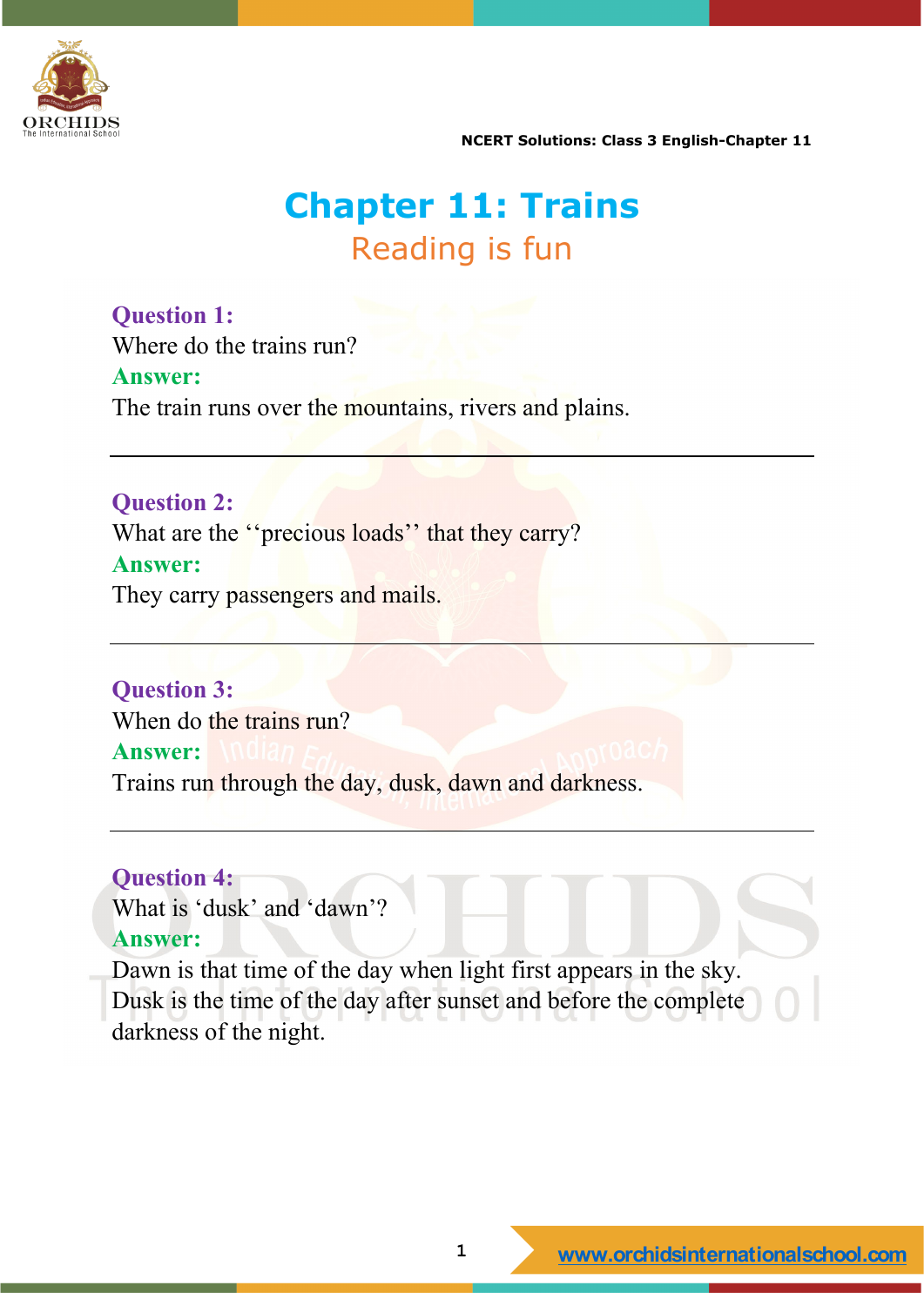# Chapter 11: Trains

## Reading is fun

**Question 1:**
Where do the trains run?
**Answer:**
The train runs over the mountains, rivers and plains.

---

**Question 2:**
What are the ‘‘precious loads’’ that they carry?
**Answer:**
They carry passengers and mails.

---

**Question 3:**
When do the trains run?
**Answer:**
Trains run through the day, dusk, dawn and darkness.

---

**Question 4:**
What is ‘dusk’ and ‘dawn’?
**Answer:**
Dawn is that time of the day when light first appears in the sky.
Dusk is the time of the day after sunset and before the complete darkness of the night.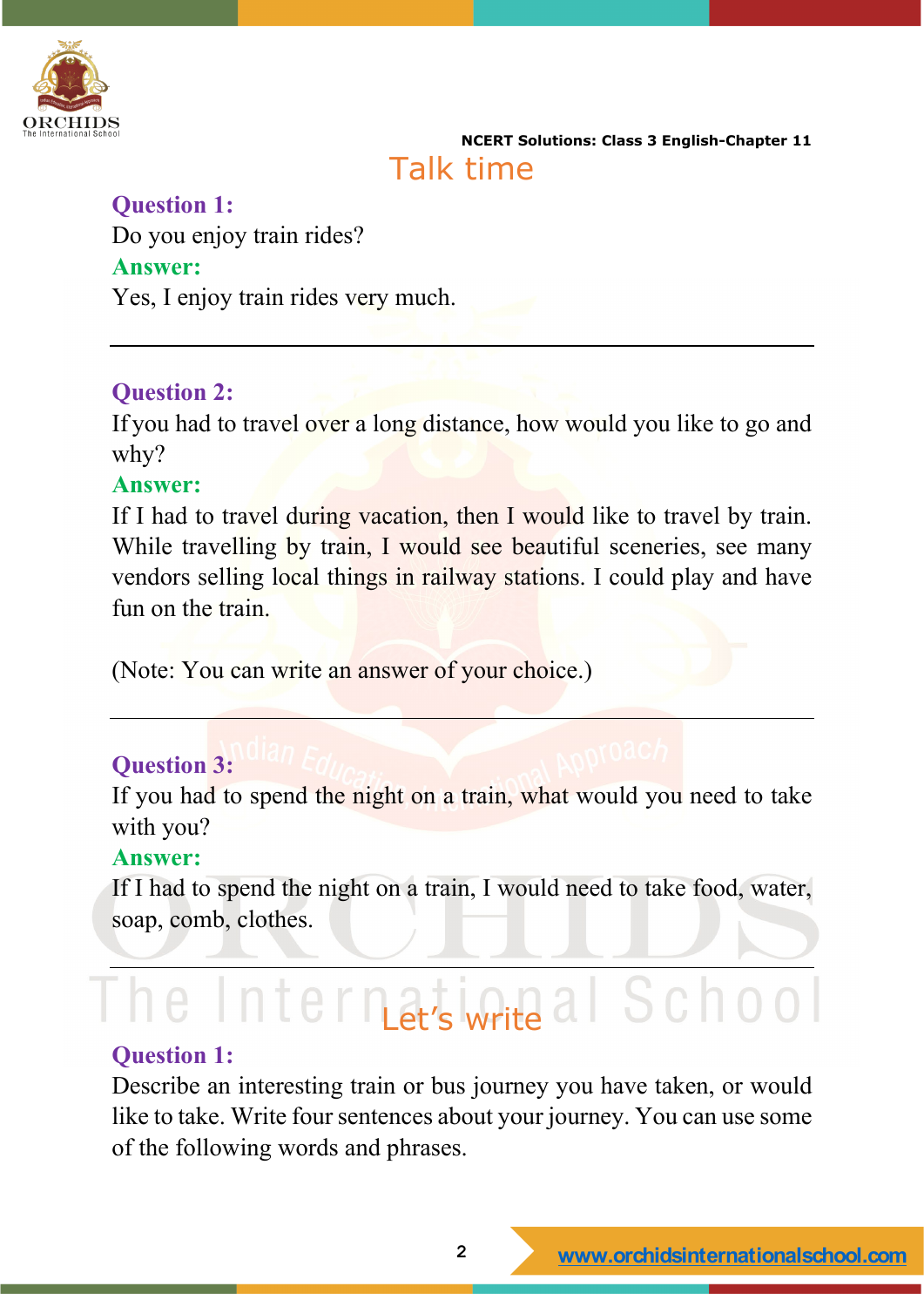## Talk time

**Question 1:**
Do you enjoy train rides?
**Answer:**
Yes, I enjoy train rides very much.

---

**Question 2:**
If you had to travel over a long distance, how would you like to go and why?
**Answer:**
If I had to travel during vacation, then I would like to travel by train. While travelling by train, I would see beautiful sceneries, see many vendors selling local things in railway stations. I could play and have fun on the train.

(Note: You can write an answer of your choice.)

---

**Question 3:**
If you had to spend the night on a train, what would you need to take with you?
**Answer:**
If I had to spend the night on a train, I would need to take food, water, soap, comb, clothes.

---

## Let's write

**Question 1:**
Describe an interesting train or bus journey you have taken, or would like to take. Write four sentences about your journey. You can use some of the following words and phrases.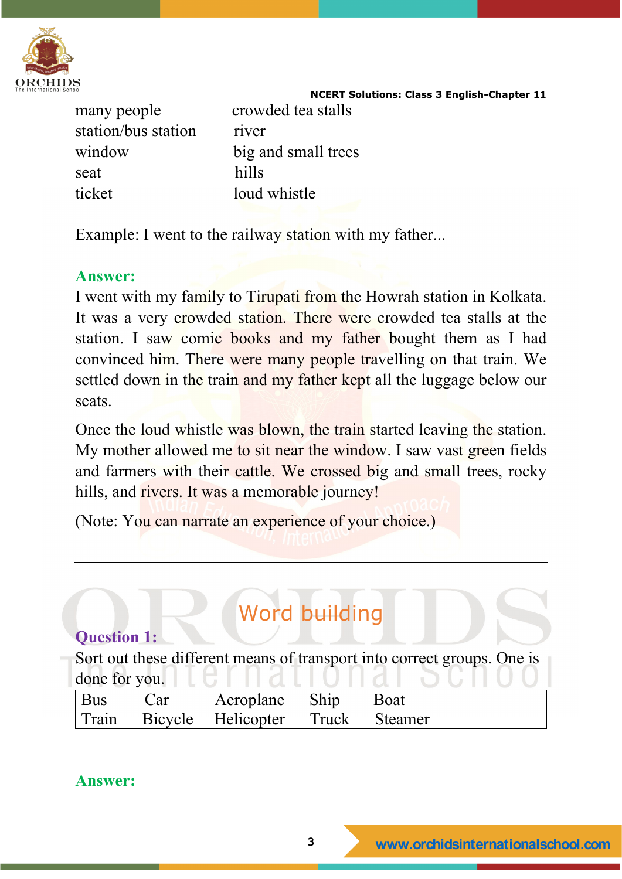| | |
|---|---|
| many people | crowded tea stalls |
| station/bus station | river |
| window | big and small trees |
| seat | hills |
| ticket | loud whistle |

Example: I went to the railway station with my father...

**Answer:**

I went with my family to Tirupati from the Howrah station in Kolkata. It was a very crowded station. There were crowded tea stalls at the station. I saw comic books and my father bought them as I had convinced him. There were many people travelling on that train. We settled down in the train and my father kept all the luggage below our seats.

Once the loud whistle was blown, the train started leaving the station. My mother allowed me to sit near the window. I saw vast green fields and farmers with their cattle. We crossed big and small trees, rocky hills, and rivers. It was a memorable journey!

(Note: You can narrate an experience of your choice.)

---

## Word building

**Question 1:**

Sort out these different means of transport into correct groups. One is done for you.

| | | | | |
|---|---|---|---|---|
| Bus | Car | Aeroplane | Ship | Boat |
| Train | Bicycle | Helicopter | Truck | Steamer |

**Answer:**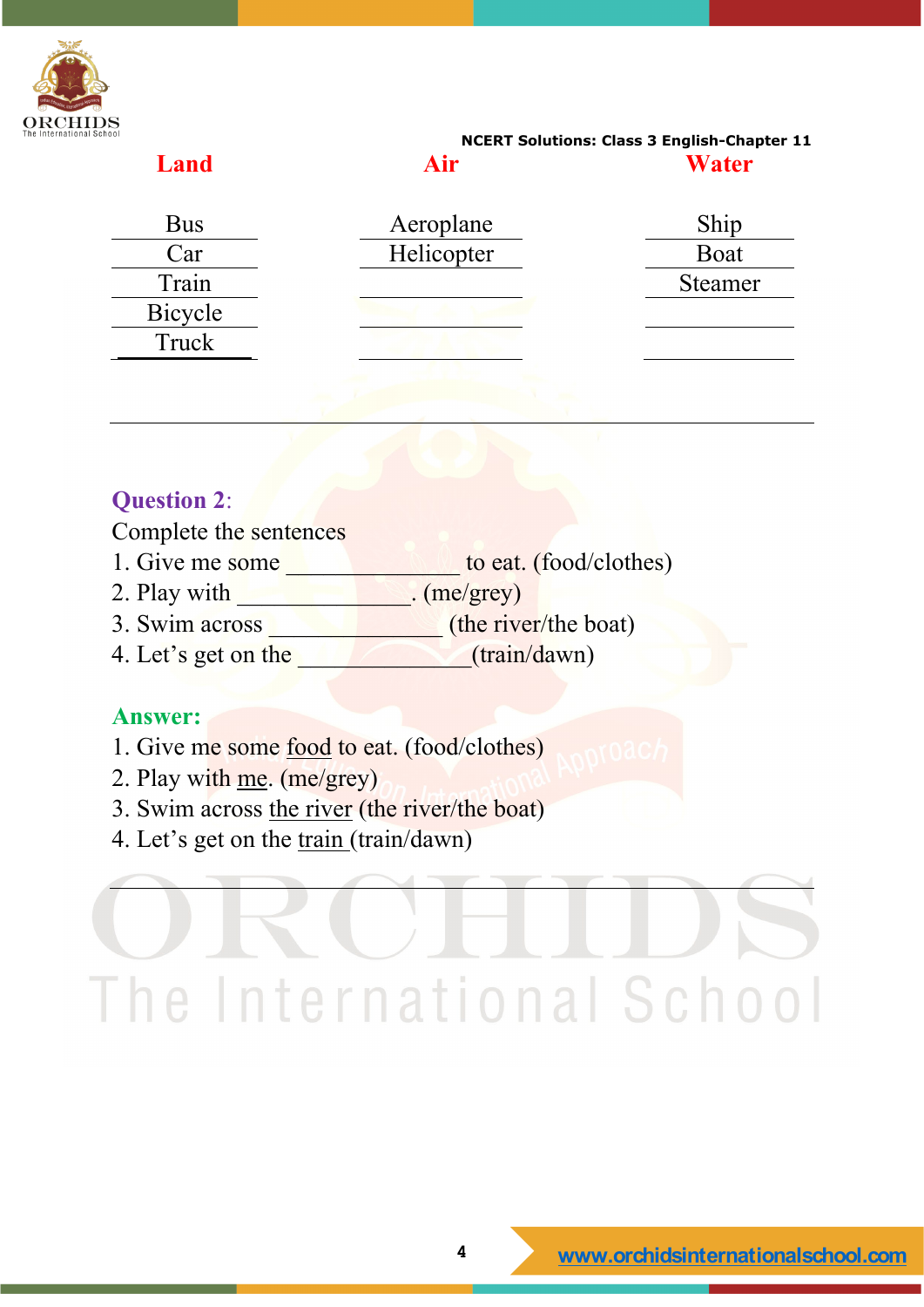| Land | Air | Water |
|---|---|---|
| Bus | Aeroplane | Ship |
| Car | Helicopter | Boat |
| Train | | Steamer |
| Bicycle | | |
| Truck | | |

**Question 2**:

Complete the sentences

1. Give me some ______________ to eat. (food/clothes)
2. Play with _______________. (me/grey)
3. Swim across ______________ (the river/the boat)
4. Let's get on the ______________(train/dawn)

**Answer:**

1. Give me some <u>food</u> to eat. (food/clothes)
2. Play with <u>me</u>. (me/grey)
3. Swim across <u>the river</u> (the river/the boat)
4. Let's get on the <u>train</u> (train/dawn)